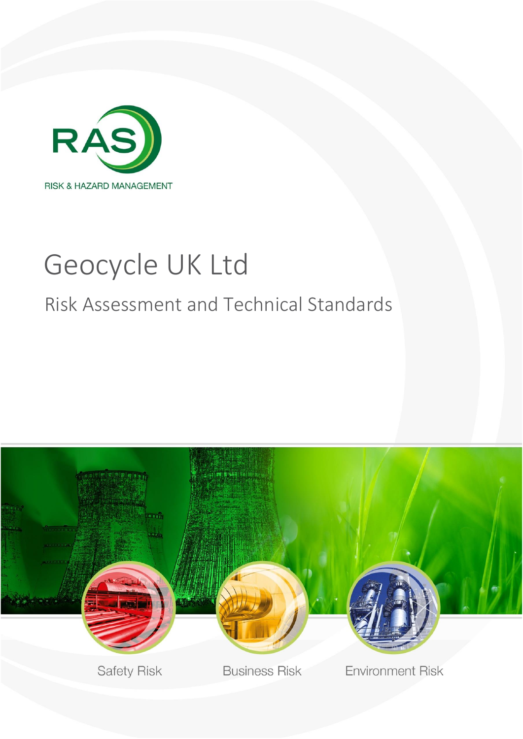RAS

RISK & HAZARD MANAGEMENT

# Geocycle UK Ltd

## Risk Assessment and Technical Standards

Safety Risk

Business Risk

Environment Risk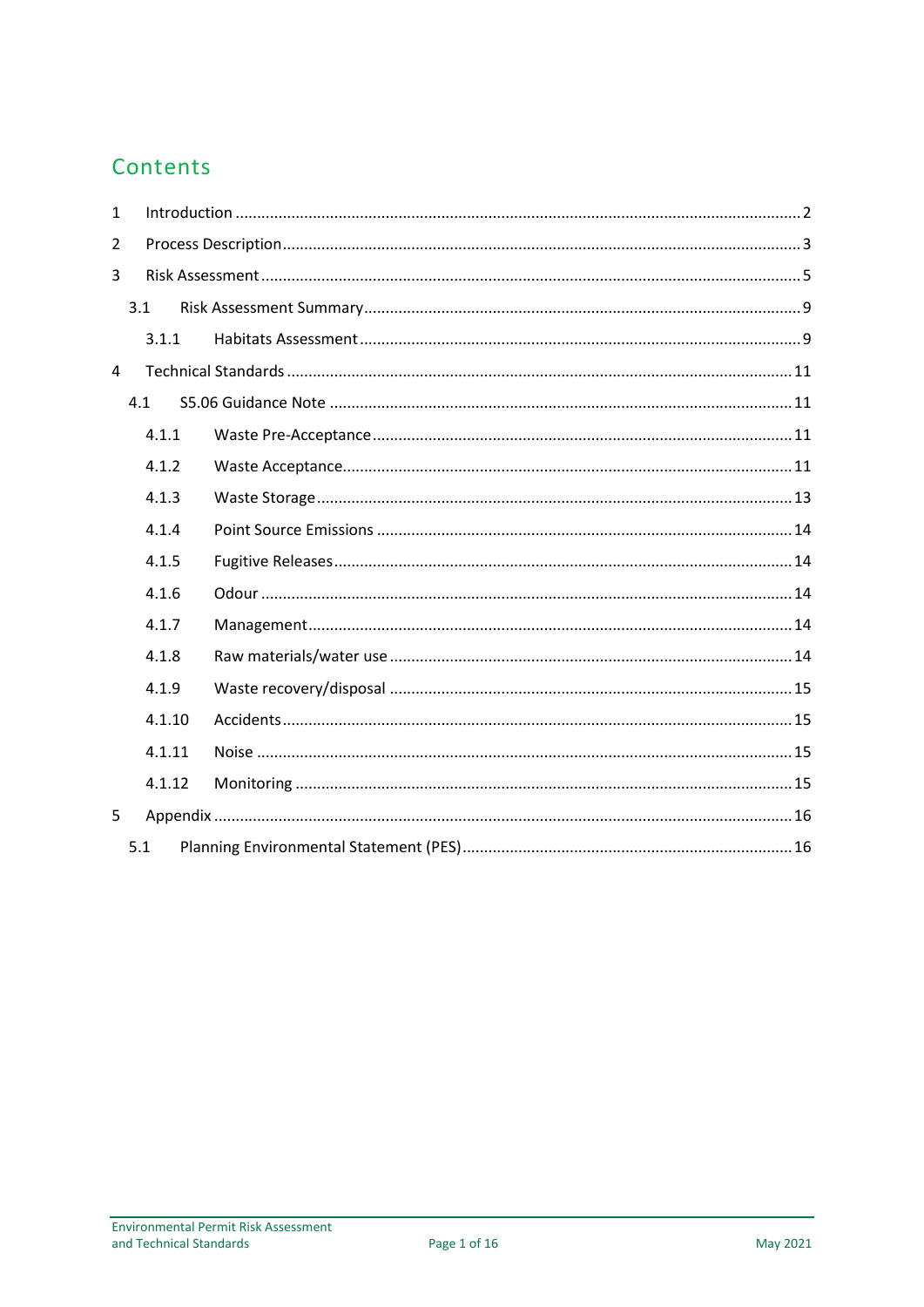# Contents

1 Introduction ........................................................................................................ 2

2 Process Description ........................................................................................... 3

3 Risk Assessment ................................................................................................ 5

  3.1 Risk Assessment Summary ............................................................................. 9

    3.1.1 Habitats Assessment ................................................................................. 9

4 Technical Standards ........................................................................................ 11

  4.1 S5.06 Guidance Note ..................................................................................... 11

    4.1.1 Waste Pre-Acceptance ............................................................................. 11

    4.1.2 Waste Acceptance .................................................................................... 11

    4.1.3 Waste Storage .......................................................................................... 13

    4.1.4 Point Source Emissions ........................................................................... 14

    4.1.5 Fugitive Releases ..................................................................................... 14

    4.1.6 Odour ....................................................................................................... 14

    4.1.7 Management ............................................................................................. 14

    4.1.8 Raw materials/water use .......................................................................... 14

    4.1.9 Waste recovery/disposal .......................................................................... 15

    4.1.10 Accidents ................................................................................................ 15

    4.1.11 Noise ...................................................................................................... 15

    4.1.12 Monitoring .............................................................................................. 15

5 Appendix ......................................................................................................... 16

  5.1 Planning Environmental Statement (PES) ..................................................... 16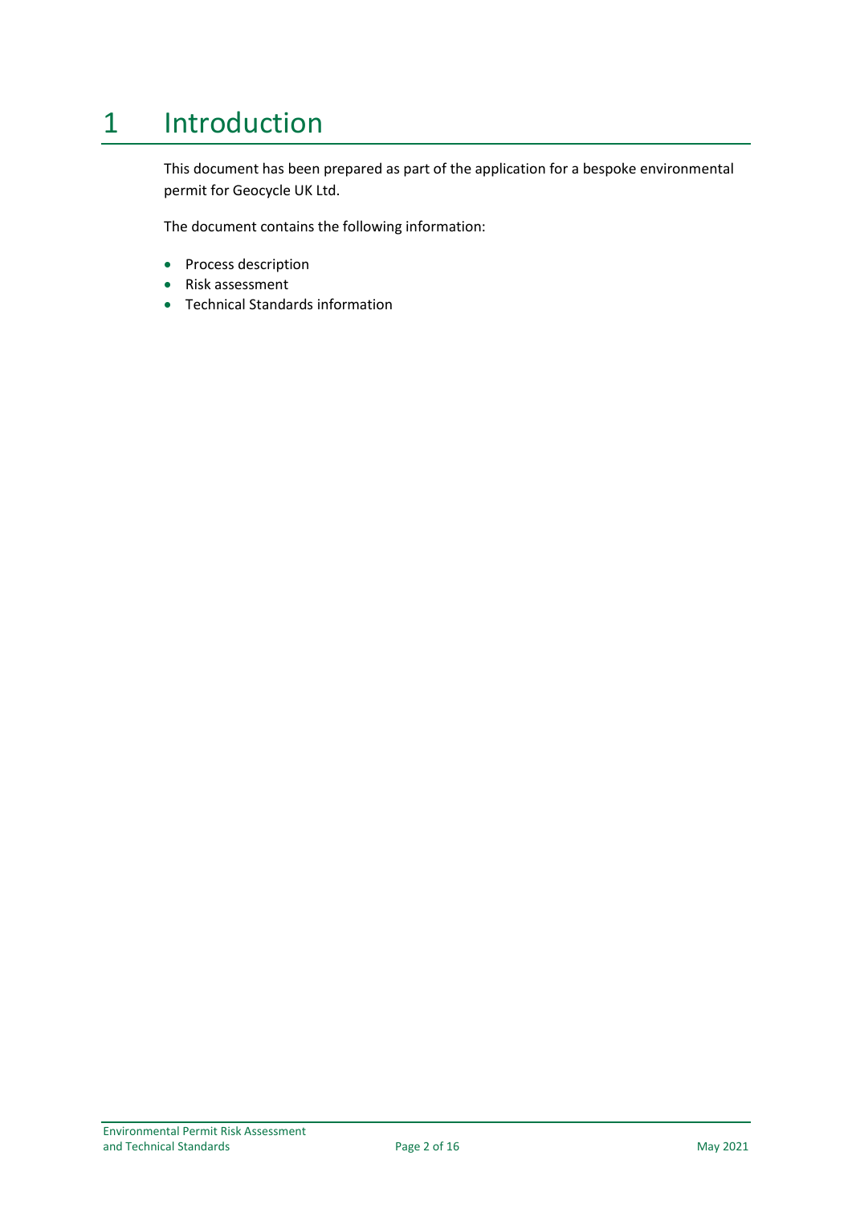# 1 Introduction

This document has been prepared as part of the application for a bespoke environmental permit for Geocycle UK Ltd.

The document contains the following information:

- Process description
- Risk assessment
- Technical Standards information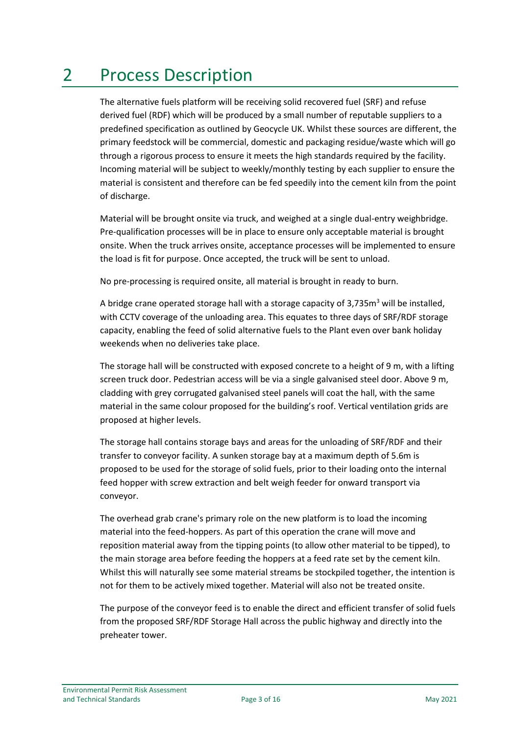# 2 Process Description

The alternative fuels platform will be receiving solid recovered fuel (SRF) and refuse derived fuel (RDF) which will be produced by a small number of reputable suppliers to a predefined specification as outlined by Geocycle UK. Whilst these sources are different, the primary feedstock will be commercial, domestic and packaging residue/waste which will go through a rigorous process to ensure it meets the high standards required by the facility. Incoming material will be subject to weekly/monthly testing by each supplier to ensure the material is consistent and therefore can be fed speedily into the cement kiln from the point of discharge.

Material will be brought onsite via truck, and weighed at a single dual-entry weighbridge. Pre-qualification processes will be in place to ensure only acceptable material is brought onsite. When the truck arrives onsite, acceptance processes will be implemented to ensure the load is fit for purpose. Once accepted, the truck will be sent to unload.

No pre-processing is required onsite, all material is brought in ready to burn.

A bridge crane operated storage hall with a storage capacity of 3,735m$^3$ will be installed, with CCTV coverage of the unloading area. This equates to three days of SRF/RDF storage capacity, enabling the feed of solid alternative fuels to the Plant even over bank holiday weekends when no deliveries take place.

The storage hall will be constructed with exposed concrete to a height of 9 m, with a lifting screen truck door. Pedestrian access will be via a single galvanised steel door. Above 9 m, cladding with grey corrugated galvanised steel panels will coat the hall, with the same material in the same colour proposed for the building's roof. Vertical ventilation grids are proposed at higher levels.

The storage hall contains storage bays and areas for the unloading of SRF/RDF and their transfer to conveyor facility. A sunken storage bay at a maximum depth of 5.6m is proposed to be used for the storage of solid fuels, prior to their loading onto the internal feed hopper with screw extraction and belt weigh feeder for onward transport via conveyor.

The overhead grab crane's primary role on the new platform is to load the incoming material into the feed-hoppers. As part of this operation the crane will move and reposition material away from the tipping points (to allow other material to be tipped), to the main storage area before feeding the hoppers at a feed rate set by the cement kiln. Whilst this will naturally see some material streams be stockpiled together, the intention is not for them to be actively mixed together. Material will also not be treated onsite.

The purpose of the conveyor feed is to enable the direct and efficient transfer of solid fuels from the proposed SRF/RDF Storage Hall across the public highway and directly into the preheater tower.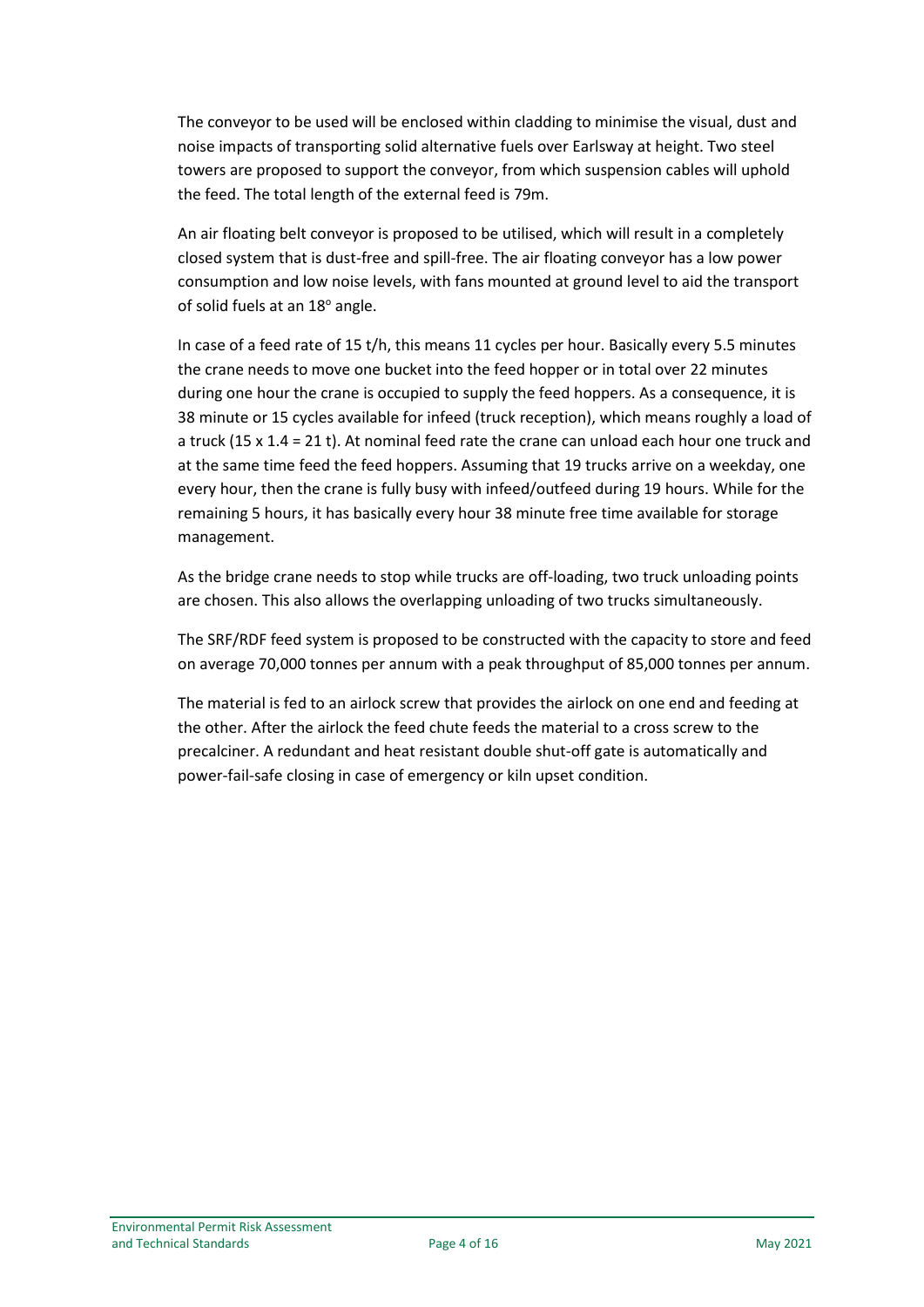The conveyor to be used will be enclosed within cladding to minimise the visual, dust and noise impacts of transporting solid alternative fuels over Earlsway at height. Two steel towers are proposed to support the conveyor, from which suspension cables will uphold the feed. The total length of the external feed is 79m.

An air floating belt conveyor is proposed to be utilised, which will result in a completely closed system that is dust-free and spill-free. The air floating conveyor has a low power consumption and low noise levels, with fans mounted at ground level to aid the transport of solid fuels at an $18^{o}$ angle.

In case of a feed rate of 15 t/h, this means 11 cycles per hour. Basically every 5.5 minutes the crane needs to move one bucket into the feed hopper or in total over 22 minutes during one hour the crane is occupied to supply the feed hoppers. As a consequence, it is 38 minute or 15 cycles available for infeed (truck reception), which means roughly a load of a truck (15 x 1.4 = 21 t). At nominal feed rate the crane can unload each hour one truck and at the same time feed the feed hoppers. Assuming that 19 trucks arrive on a weekday, one every hour, then the crane is fully busy with infeed/outfeed during 19 hours. While for the remaining 5 hours, it has basically every hour 38 minute free time available for storage management.

As the bridge crane needs to stop while trucks are off-loading, two truck unloading points are chosen. This also allows the overlapping unloading of two trucks simultaneously.

The SRF/RDF feed system is proposed to be constructed with the capacity to store and feed on average 70,000 tonnes per annum with a peak throughput of 85,000 tonnes per annum.

The material is fed to an airlock screw that provides the airlock on one end and feeding at the other. After the airlock the feed chute feeds the material to a cross screw to the precalciner. A redundant and heat resistant double shut-off gate is automatically and power-fail-safe closing in case of emergency or kiln upset condition.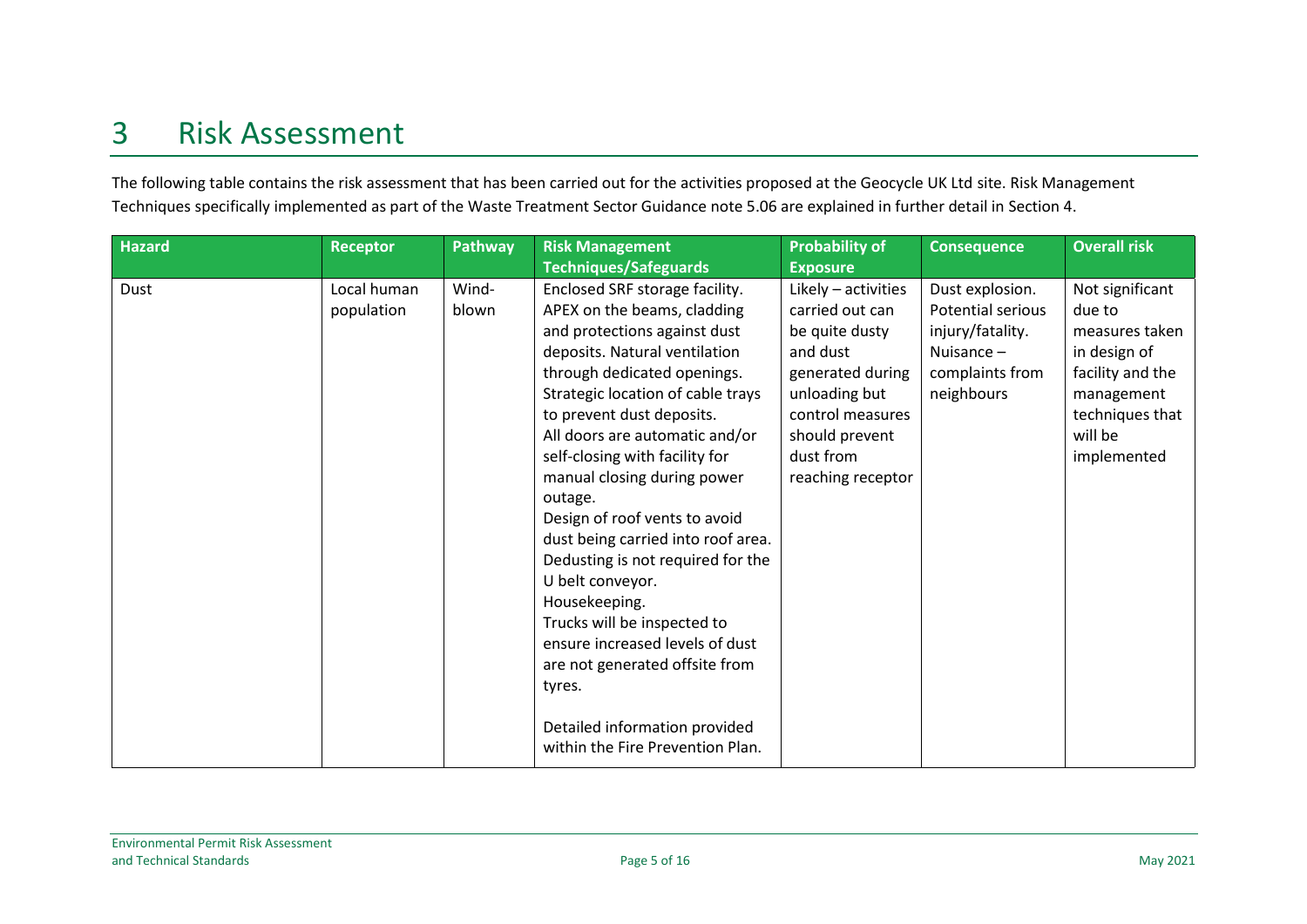# 3 Risk Assessment

The following table contains the risk assessment that has been carried out for the activities proposed at the Geocycle UK Ltd site. Risk Management Techniques specifically implemented as part of the Waste Treatment Sector Guidance note 5.06 are explained in further detail in Section 4.

| Hazard | Receptor | Pathway | Risk Management Techniques/Safeguards | Probability of Exposure | Consequence | Overall risk |
|---|---|---|---|---|---|---|
| Dust | Local human population | Wind-blown | Enclosed SRF storage facility. APEX on the beams, cladding and protections against dust deposits. Natural ventilation through dedicated openings. Strategic location of cable trays to prevent dust deposits. All doors are automatic and/or self-closing with facility for manual closing during power outage. Design of roof vents to avoid dust being carried into roof area. Dedusting is not required for the U belt conveyor. Housekeeping. Trucks will be inspected to ensure increased levels of dust are not generated offsite from tyres. Detailed information provided within the Fire Prevention Plan. | Likely – activities carried out can be quite dusty and dust generated during unloading but control measures should prevent dust from reaching receptor | Dust explosion. Potential serious injury/fatality. Nuisance – complaints from neighbours | Not significant due to measures taken in design of facility and the management techniques that will be implemented |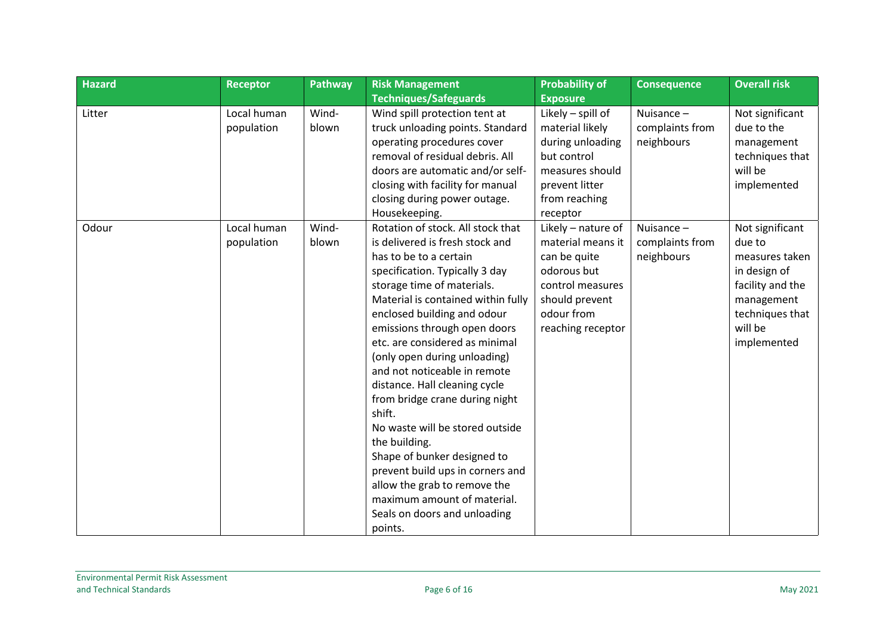| Hazard | Receptor | Pathway | Risk Management Techniques/Safeguards | Probability of Exposure | Consequence | Overall risk |
|---|---|---|---|---|---|---|
| Litter | Local human population | Wind-blown | Wind spill protection tent at truck unloading points. Standard operating procedures cover removal of residual debris. All doors are automatic and/or self-closing with facility for manual closing during power outage. Housekeeping. | Likely – spill of material likely during unloading but control measures should prevent litter from reaching receptor | Nuisance – complaints from neighbours | Not significant due to the management techniques that will be implemented |
| Odour | Local human population | Wind-blown | Rotation of stock. All stock that is delivered is fresh stock and has to be to a certain specification. Typically 3 day storage time of materials. Material is contained within fully enclosed building and odour emissions through open doors etc. are considered as minimal (only open during unloading) and not noticeable in remote distance. Hall cleaning cycle from bridge crane during night shift. No waste will be stored outside the building. Shape of bunker designed to prevent build ups in corners and allow the grab to remove the maximum amount of material. Seals on doors and unloading points. | Likely – nature of material means it can be quite odorous but control measures should prevent odour from reaching receptor | Nuisance – complaints from neighbours | Not significant due to measures taken in design of facility and the management techniques that will be implemented |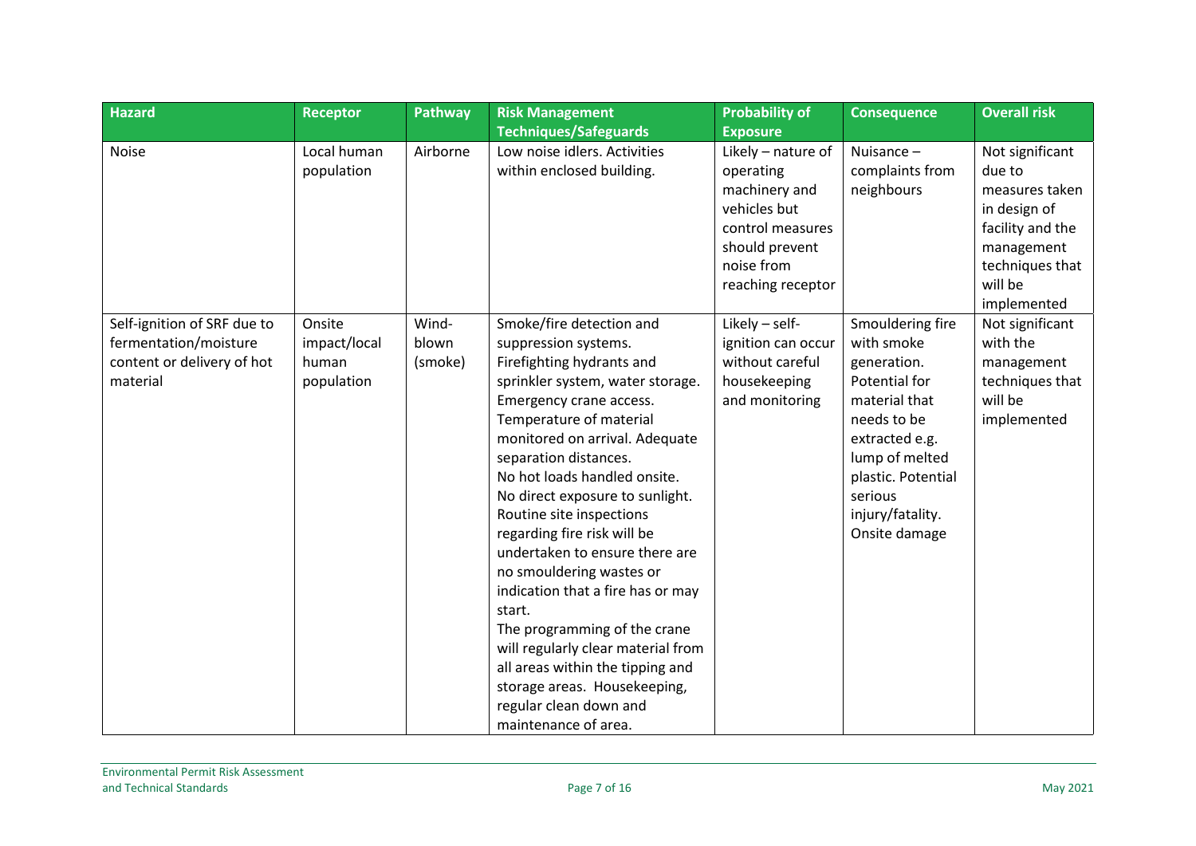| Hazard | Receptor | Pathway | Risk Management Techniques/Safeguards | Probability of Exposure | Consequence | Overall risk |
|---|---|---|---|---|---|---|
| Noise | Local human population | Airborne | Low noise idlers. Activities within enclosed building. | Likely – nature of operating machinery and vehicles but control measures should prevent noise from reaching receptor | Nuisance – complaints from neighbours | Not significant due to measures taken in design of facility and the management techniques that will be implemented |
| Self-ignition of SRF due to fermentation/moisture content or delivery of hot material | Onsite impact/local human population | Wind-blown (smoke) | Smoke/fire detection and suppression systems.<br>Firefighting hydrants and sprinkler system, water storage.<br>Emergency crane access.<br>Temperature of material monitored on arrival. Adequate separation distances.<br>No hot loads handled onsite.<br>No direct exposure to sunlight.<br>Routine site inspections regarding fire risk will be undertaken to ensure there are no smouldering wastes or indication that a fire has or may start.<br>The programming of the crane will regularly clear material from all areas within the tipping and storage areas. Housekeeping, regular clean down and maintenance of area. | Likely – self-ignition can occur without careful housekeeping and monitoring | Smouldering fire with smoke generation. Potential for material that needs to be extracted e.g. lump of melted plastic. Potential serious injury/fatality. Onsite damage | Not significant with the management techniques that will be implemented |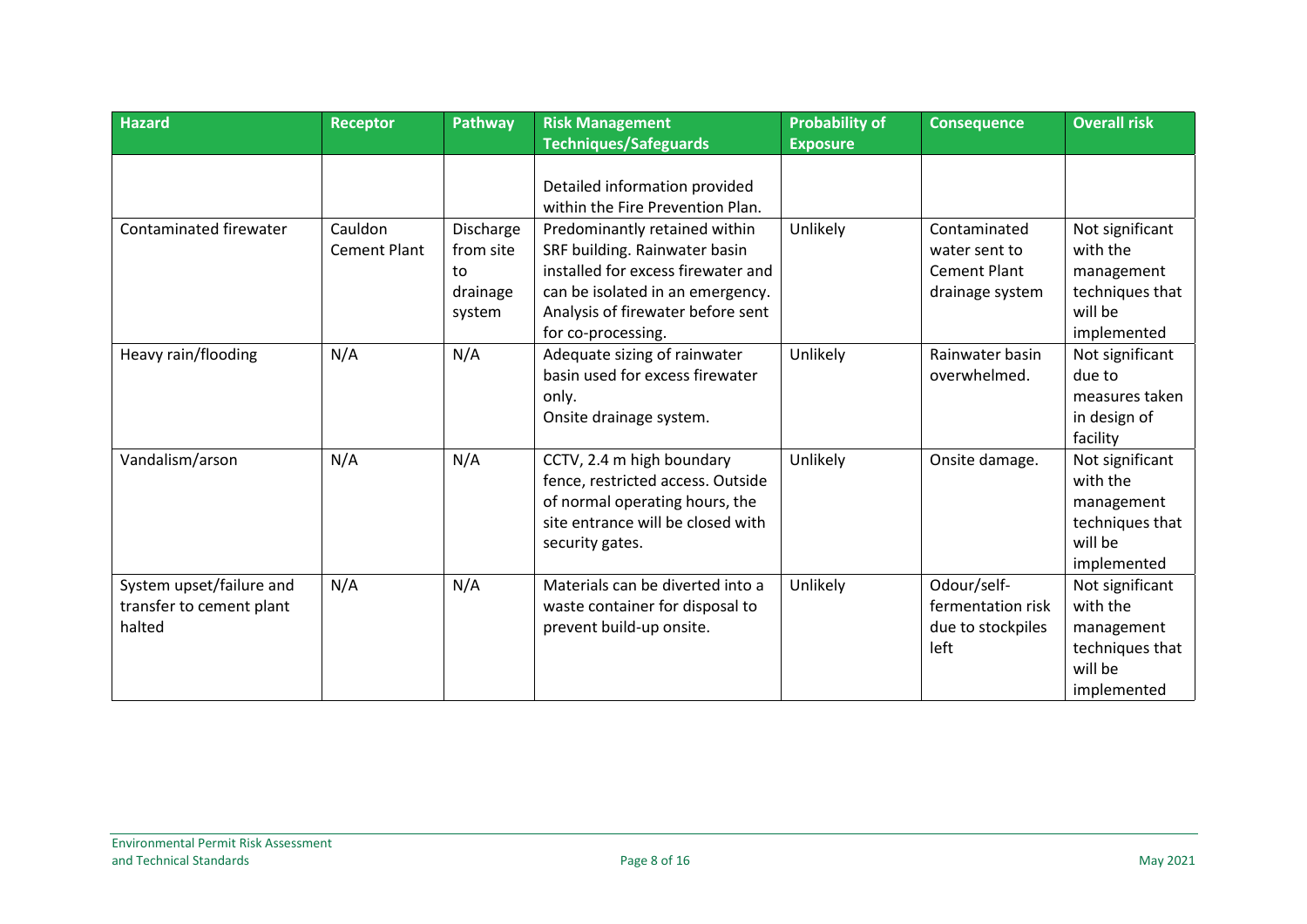| Hazard | Receptor | Pathway | Risk Management Techniques/Safeguards | Probability of Exposure | Consequence | Overall risk |
|---|---|---|---|---|---|---|
| | | | Detailed information provided within the Fire Prevention Plan. | | | |
| Contaminated firewater | Cauldon Cement Plant | Discharge from site to drainage system | Predominantly retained within SRF building. Rainwater basin installed for excess firewater and can be isolated in an emergency. Analysis of firewater before sent for co-processing. | Unlikely | Contaminated water sent to Cement Plant drainage system | Not significant with the management techniques that will be implemented |
| Heavy rain/flooding | N/A | N/A | Adequate sizing of rainwater basin used for excess firewater only. Onsite drainage system. | Unlikely | Rainwater basin overwhelmed. | Not significant due to measures taken in design of facility |
| Vandalism/arson | N/A | N/A | CCTV, 2.4 m high boundary fence, restricted access. Outside of normal operating hours, the site entrance will be closed with security gates. | Unlikely | Onsite damage. | Not significant with the management techniques that will be implemented |
| System upset/failure and transfer to cement plant halted | N/A | N/A | Materials can be diverted into a waste container for disposal to prevent build-up onsite. | Unlikely | Odour/self-fermentation risk due to stockpiles left | Not significant with the management techniques that will be implemented |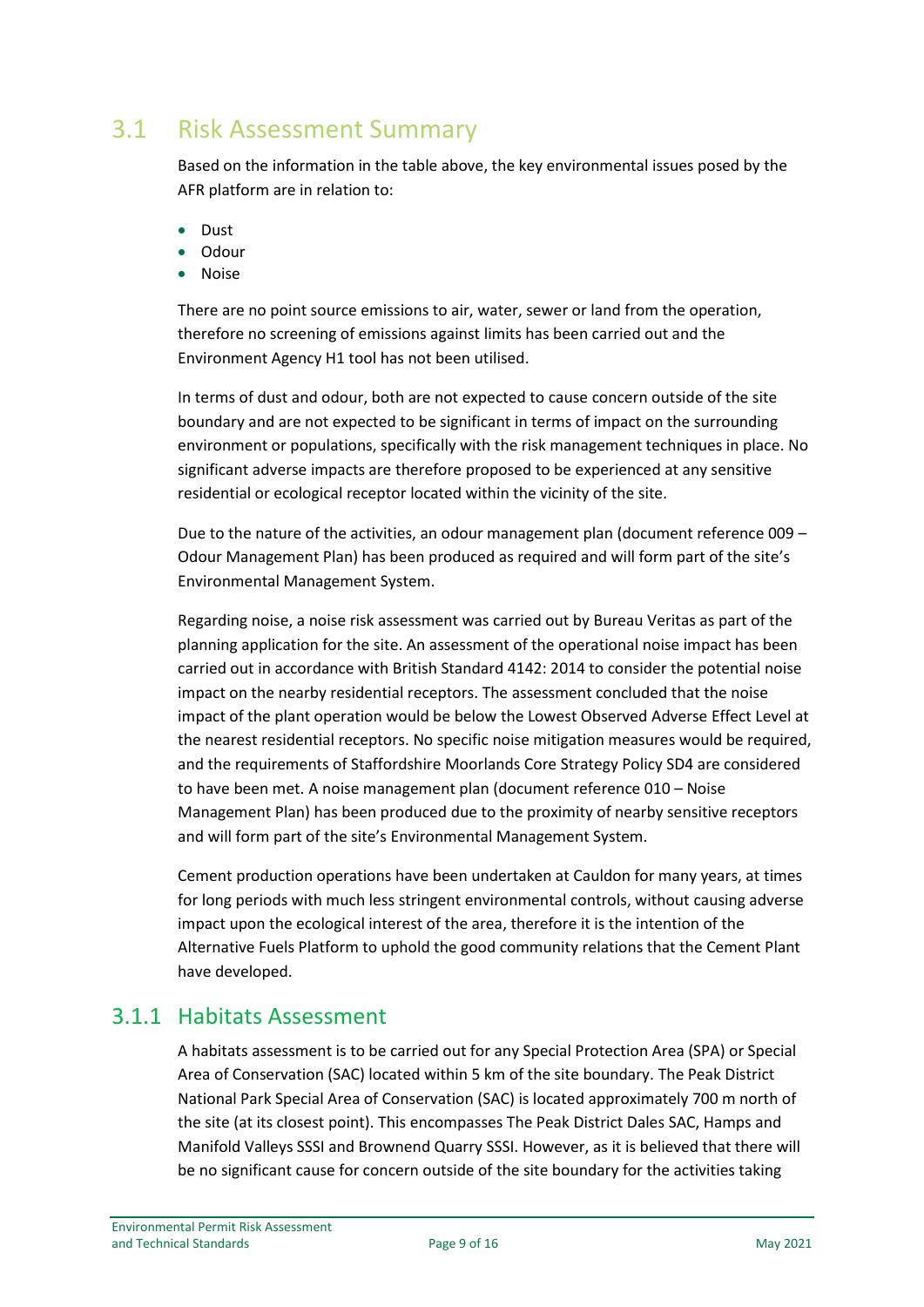## 3.1 Risk Assessment Summary

Based on the information in the table above, the key environmental issues posed by the AFR platform are in relation to:

- Dust
- Odour
- Noise

There are no point source emissions to air, water, sewer or land from the operation, therefore no screening of emissions against limits has been carried out and the Environment Agency H1 tool has not been utilised.

In terms of dust and odour, both are not expected to cause concern outside of the site boundary and are not expected to be significant in terms of impact on the surrounding environment or populations, specifically with the risk management techniques in place. No significant adverse impacts are therefore proposed to be experienced at any sensitive residential or ecological receptor located within the vicinity of the site.

Due to the nature of the activities, an odour management plan (document reference 009 – Odour Management Plan) has been produced as required and will form part of the site's Environmental Management System.

Regarding noise, a noise risk assessment was carried out by Bureau Veritas as part of the planning application for the site. An assessment of the operational noise impact has been carried out in accordance with British Standard 4142: 2014 to consider the potential noise impact on the nearby residential receptors. The assessment concluded that the noise impact of the plant operation would be below the Lowest Observed Adverse Effect Level at the nearest residential receptors. No specific noise mitigation measures would be required, and the requirements of Staffordshire Moorlands Core Strategy Policy SD4 are considered to have been met. A noise management plan (document reference 010 – Noise Management Plan) has been produced due to the proximity of nearby sensitive receptors and will form part of the site's Environmental Management System.

Cement production operations have been undertaken at Cauldon for many years, at times for long periods with much less stringent environmental controls, without causing adverse impact upon the ecological interest of the area, therefore it is the intention of the Alternative Fuels Platform to uphold the good community relations that the Cement Plant have developed.

### 3.1.1 Habitats Assessment

A habitats assessment is to be carried out for any Special Protection Area (SPA) or Special Area of Conservation (SAC) located within 5 km of the site boundary. The Peak District National Park Special Area of Conservation (SAC) is located approximately 700 m north of the site (at its closest point). This encompasses The Peak District Dales SAC, Hamps and Manifold Valleys SSSI and Brownend Quarry SSSI. However, as it is believed that there will be no significant cause for concern outside of the site boundary for the activities taking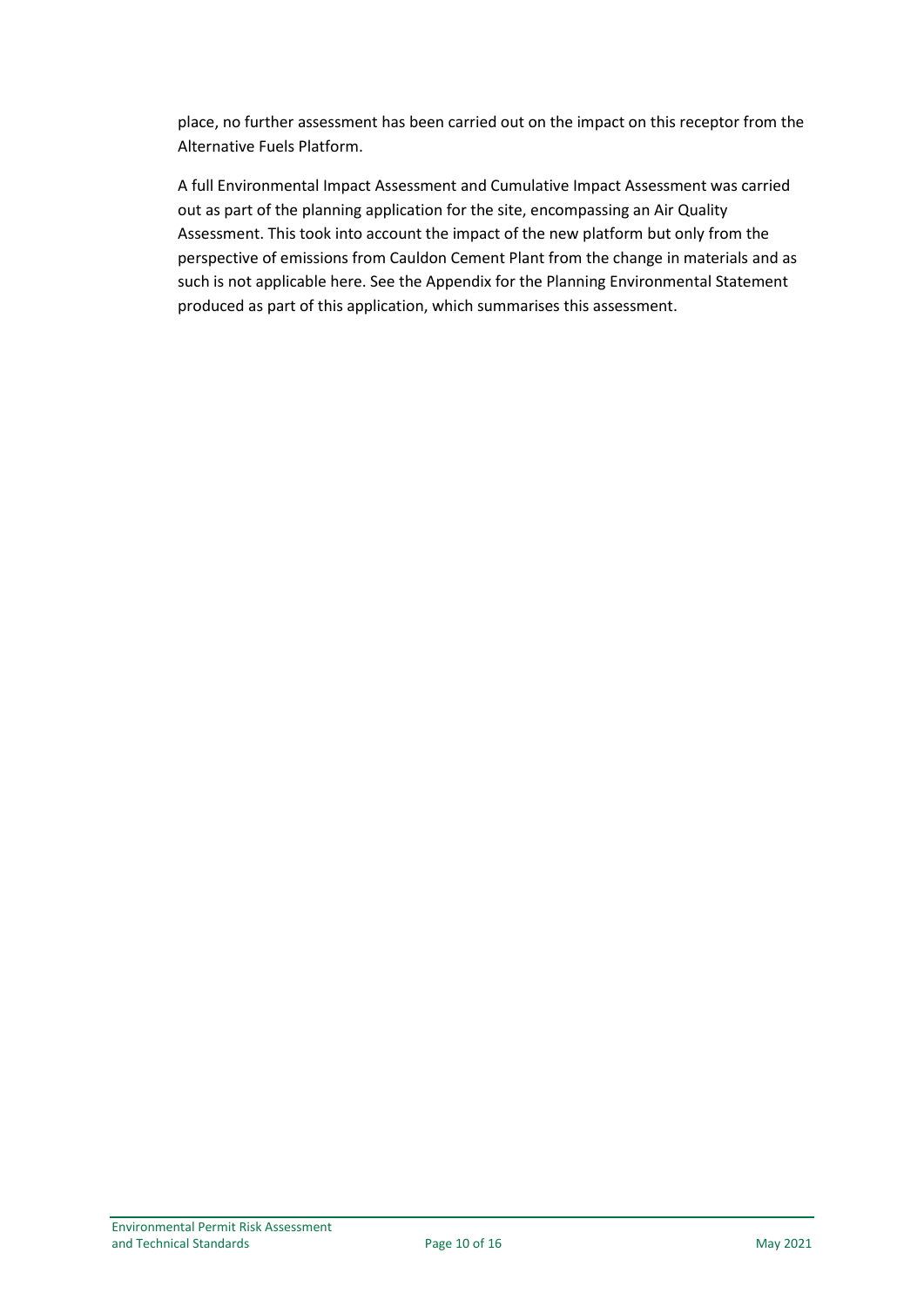place, no further assessment has been carried out on the impact on this receptor from the Alternative Fuels Platform.

A full Environmental Impact Assessment and Cumulative Impact Assessment was carried out as part of the planning application for the site, encompassing an Air Quality Assessment. This took into account the impact of the new platform but only from the perspective of emissions from Cauldon Cement Plant from the change in materials and as such is not applicable here. See the Appendix for the Planning Environmental Statement produced as part of this application, which summarises this assessment.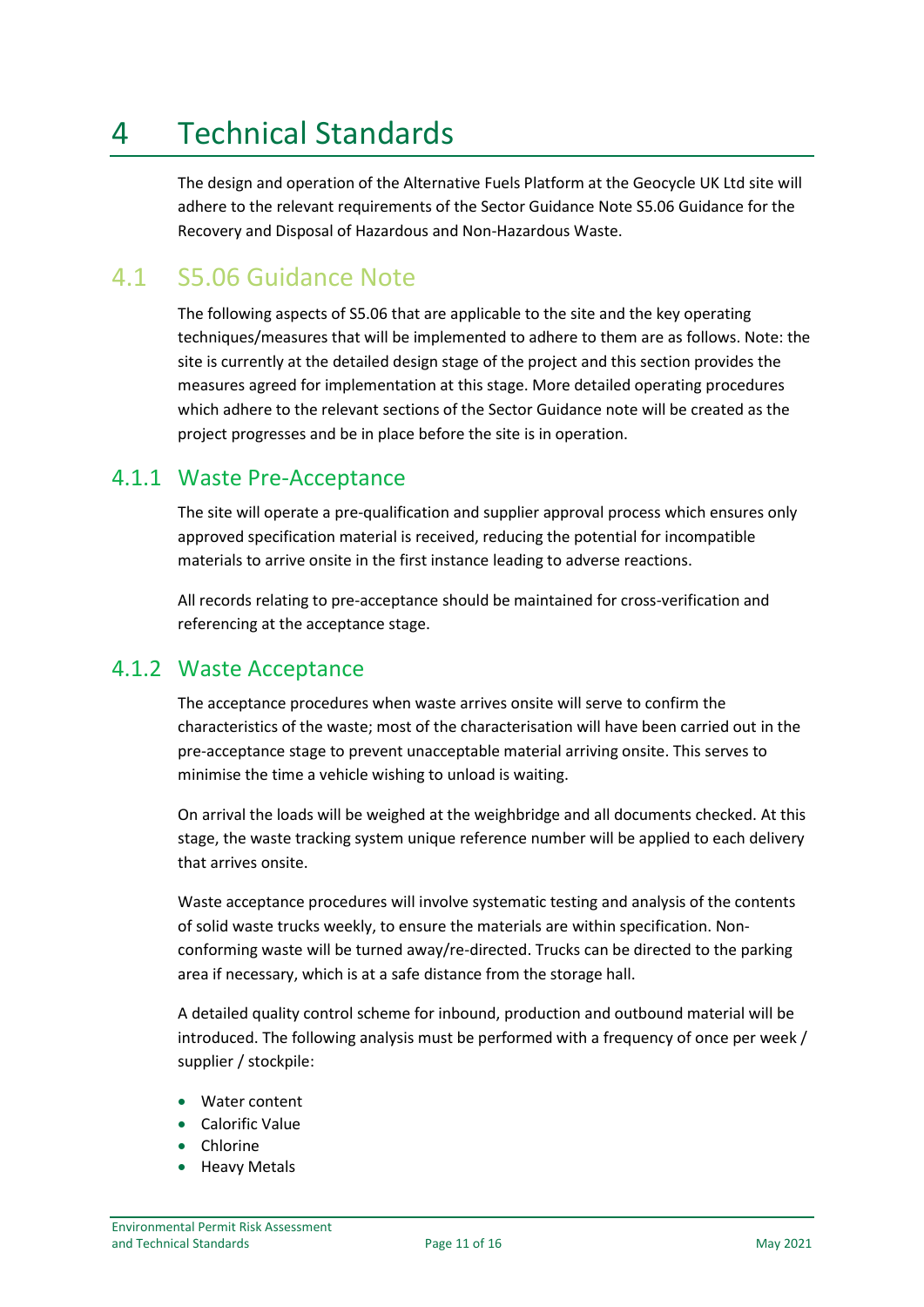# 4 Technical Standards

The design and operation of the Alternative Fuels Platform at the Geocycle UK Ltd site will adhere to the relevant requirements of the Sector Guidance Note S5.06 Guidance for the Recovery and Disposal of Hazardous and Non-Hazardous Waste.

## 4.1 S5.06 Guidance Note

The following aspects of S5.06 that are applicable to the site and the key operating techniques/measures that will be implemented to adhere to them are as follows. Note: the site is currently at the detailed design stage of the project and this section provides the measures agreed for implementation at this stage. More detailed operating procedures which adhere to the relevant sections of the Sector Guidance note will be created as the project progresses and be in place before the site is in operation.

### 4.1.1 Waste Pre-Acceptance

The site will operate a pre-qualification and supplier approval process which ensures only approved specification material is received, reducing the potential for incompatible materials to arrive onsite in the first instance leading to adverse reactions.

All records relating to pre-acceptance should be maintained for cross-verification and referencing at the acceptance stage.

### 4.1.2 Waste Acceptance

The acceptance procedures when waste arrives onsite will serve to confirm the characteristics of the waste; most of the characterisation will have been carried out in the pre-acceptance stage to prevent unacceptable material arriving onsite. This serves to minimise the time a vehicle wishing to unload is waiting.

On arrival the loads will be weighed at the weighbridge and all documents checked. At this stage, the waste tracking system unique reference number will be applied to each delivery that arrives onsite.

Waste acceptance procedures will involve systematic testing and analysis of the contents of solid waste trucks weekly, to ensure the materials are within specification. Non-conforming waste will be turned away/re-directed. Trucks can be directed to the parking area if necessary, which is at a safe distance from the storage hall.

A detailed quality control scheme for inbound, production and outbound material will be introduced. The following analysis must be performed with a frequency of once per week / supplier / stockpile:

- Water content
- Calorific Value
- Chlorine
- Heavy Metals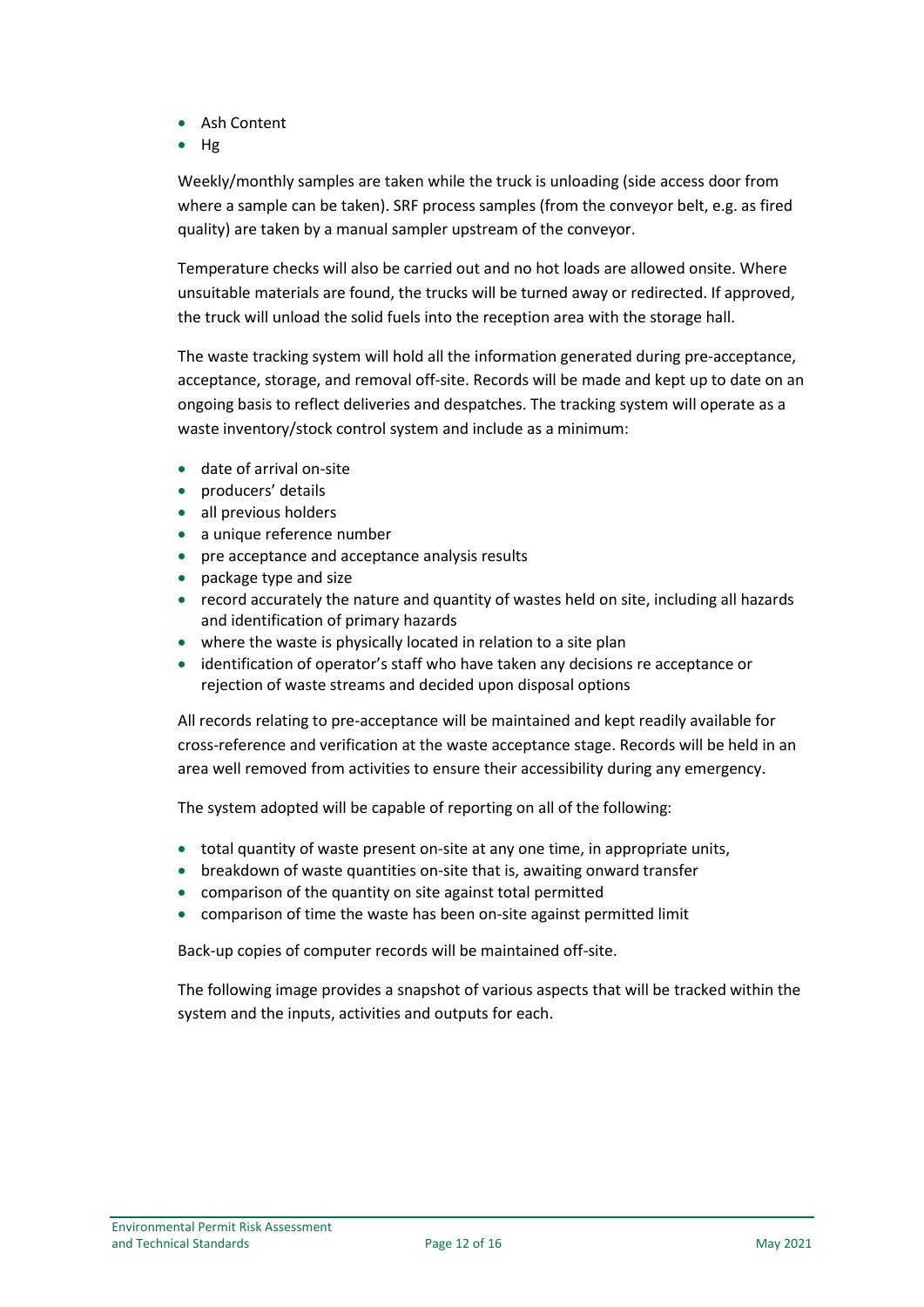- Ash Content
- Hg

Weekly/monthly samples are taken while the truck is unloading (side access door from where a sample can be taken). SRF process samples (from the conveyor belt, e.g. as fired quality) are taken by a manual sampler upstream of the conveyor.

Temperature checks will also be carried out and no hot loads are allowed onsite. Where unsuitable materials are found, the trucks will be turned away or redirected. If approved, the truck will unload the solid fuels into the reception area with the storage hall.

The waste tracking system will hold all the information generated during pre-acceptance, acceptance, storage, and removal off-site. Records will be made and kept up to date on an ongoing basis to reflect deliveries and despatches. The tracking system will operate as a waste inventory/stock control system and include as a minimum:

- date of arrival on-site
- producers' details
- all previous holders
- a unique reference number
- pre acceptance and acceptance analysis results
- package type and size
- record accurately the nature and quantity of wastes held on site, including all hazards and identification of primary hazards
- where the waste is physically located in relation to a site plan
- identification of operator's staff who have taken any decisions re acceptance or rejection of waste streams and decided upon disposal options

All records relating to pre-acceptance will be maintained and kept readily available for cross-reference and verification at the waste acceptance stage. Records will be held in an area well removed from activities to ensure their accessibility during any emergency.

The system adopted will be capable of reporting on all of the following:

- total quantity of waste present on-site at any one time, in appropriate units,
- breakdown of waste quantities on-site that is, awaiting onward transfer
- comparison of the quantity on site against total permitted
- comparison of time the waste has been on-site against permitted limit

Back-up copies of computer records will be maintained off-site.

The following image provides a snapshot of various aspects that will be tracked within the system and the inputs, activities and outputs for each.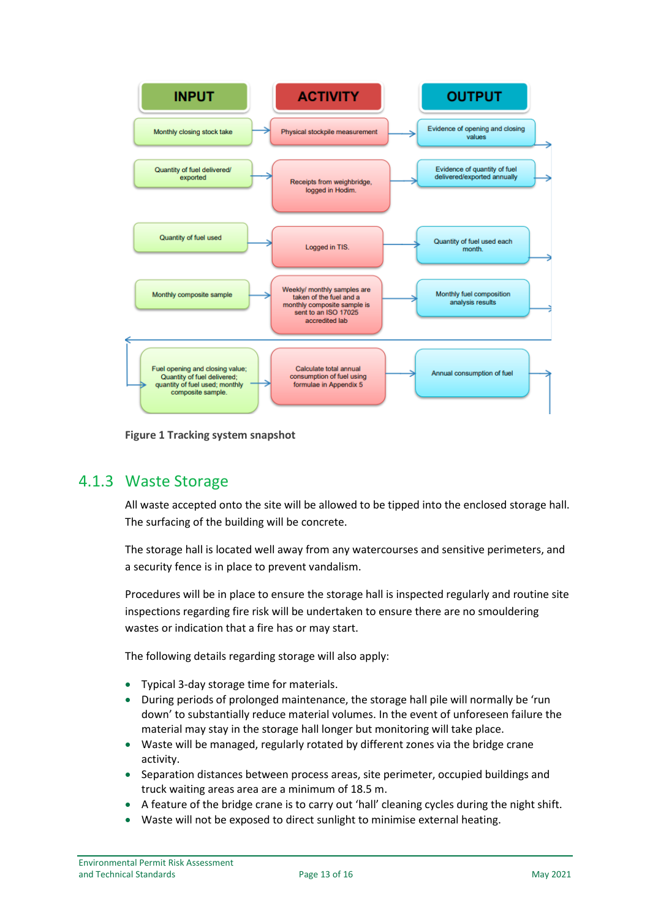| INPUT | ACTIVITY | OUTPUT |
| --- | --- | --- |
| Monthly closing stock take | Physical stockpile measurement | Evidence of opening and closing values |
| Quantity of fuel delivered/ exported | Receipts from weighbridge, logged in Hodim. | Evidence of quantity of fuel delivered/exported annually |
| Quantity of fuel used | Logged in TIS. | Quantity of fuel used each month. |
| Monthly composite sample | Weekly/ monthly samples are taken of the fuel and a monthly composite sample is sent to an ISO 17025 accredited lab | Monthly fuel composition analysis results |
| Fuel opening and closing value; Quantity of fuel delivered; quantity of fuel used; monthly composite sample. | Calculate total annual consumption of fuel using formulae in Appendix 5 | Annual consumption of fuel |

**Figure 1 Tracking system snapshot**

## 4.1.3 Waste Storage

All waste accepted onto the site will be allowed to be tipped into the enclosed storage hall. The surfacing of the building will be concrete.

The storage hall is located well away from any watercourses and sensitive perimeters, and a security fence is in place to prevent vandalism.

Procedures will be in place to ensure the storage hall is inspected regularly and routine site inspections regarding fire risk will be undertaken to ensure there are no smouldering wastes or indication that a fire has or may start.

The following details regarding storage will also apply:

- Typical 3-day storage time for materials.
- During periods of prolonged maintenance, the storage hall pile will normally be 'run down' to substantially reduce material volumes. In the event of unforeseen failure the material may stay in the storage hall longer but monitoring will take place.
- Waste will be managed, regularly rotated by different zones via the bridge crane activity.
- Separation distances between process areas, site perimeter, occupied buildings and truck waiting areas area are a minimum of 18.5 m.
- A feature of the bridge crane is to carry out 'hall' cleaning cycles during the night shift.
- Waste will not be exposed to direct sunlight to minimise external heating.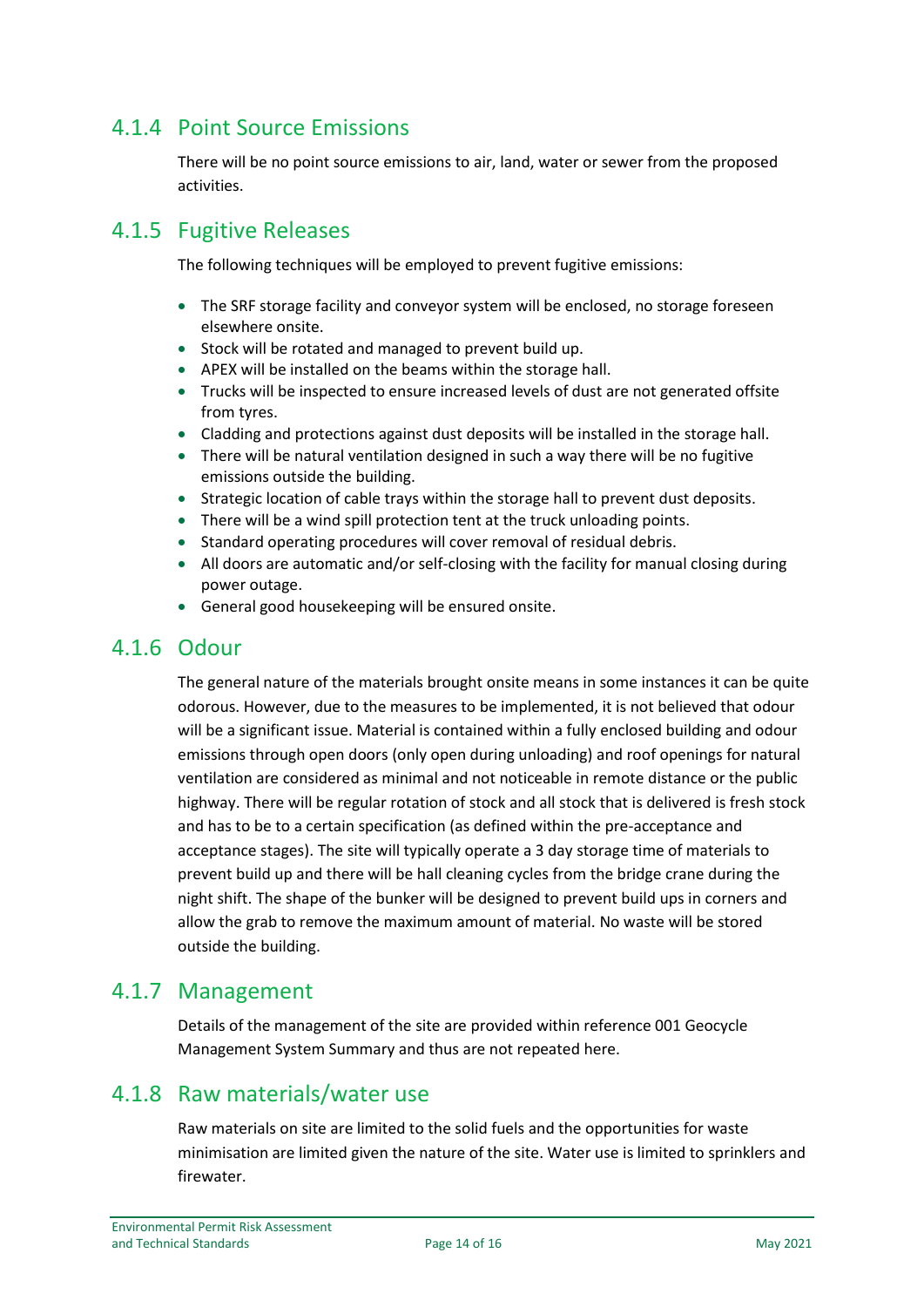### 4.1.4 Point Source Emissions

There will be no point source emissions to air, land, water or sewer from the proposed activities.

### 4.1.5 Fugitive Releases

The following techniques will be employed to prevent fugitive emissions:

- The SRF storage facility and conveyor system will be enclosed, no storage foreseen elsewhere onsite.
- Stock will be rotated and managed to prevent build up.
- APEX will be installed on the beams within the storage hall.
- Trucks will be inspected to ensure increased levels of dust are not generated offsite from tyres.
- Cladding and protections against dust deposits will be installed in the storage hall.
- There will be natural ventilation designed in such a way there will be no fugitive emissions outside the building.
- Strategic location of cable trays within the storage hall to prevent dust deposits.
- There will be a wind spill protection tent at the truck unloading points.
- Standard operating procedures will cover removal of residual debris.
- All doors are automatic and/or self-closing with the facility for manual closing during power outage.
- General good housekeeping will be ensured onsite.

### 4.1.6 Odour

The general nature of the materials brought onsite means in some instances it can be quite odorous. However, due to the measures to be implemented, it is not believed that odour will be a significant issue. Material is contained within a fully enclosed building and odour emissions through open doors (only open during unloading) and roof openings for natural ventilation are considered as minimal and not noticeable in remote distance or the public highway. There will be regular rotation of stock and all stock that is delivered is fresh stock and has to be to a certain specification (as defined within the pre-acceptance and acceptance stages). The site will typically operate a 3 day storage time of materials to prevent build up and there will be hall cleaning cycles from the bridge crane during the night shift. The shape of the bunker will be designed to prevent build ups in corners and allow the grab to remove the maximum amount of material. No waste will be stored outside the building.

### 4.1.7 Management

Details of the management of the site are provided within reference 001 Geocycle Management System Summary and thus are not repeated here.

### 4.1.8 Raw materials/water use

Raw materials on site are limited to the solid fuels and the opportunities for waste minimisation are limited given the nature of the site. Water use is limited to sprinklers and firewater.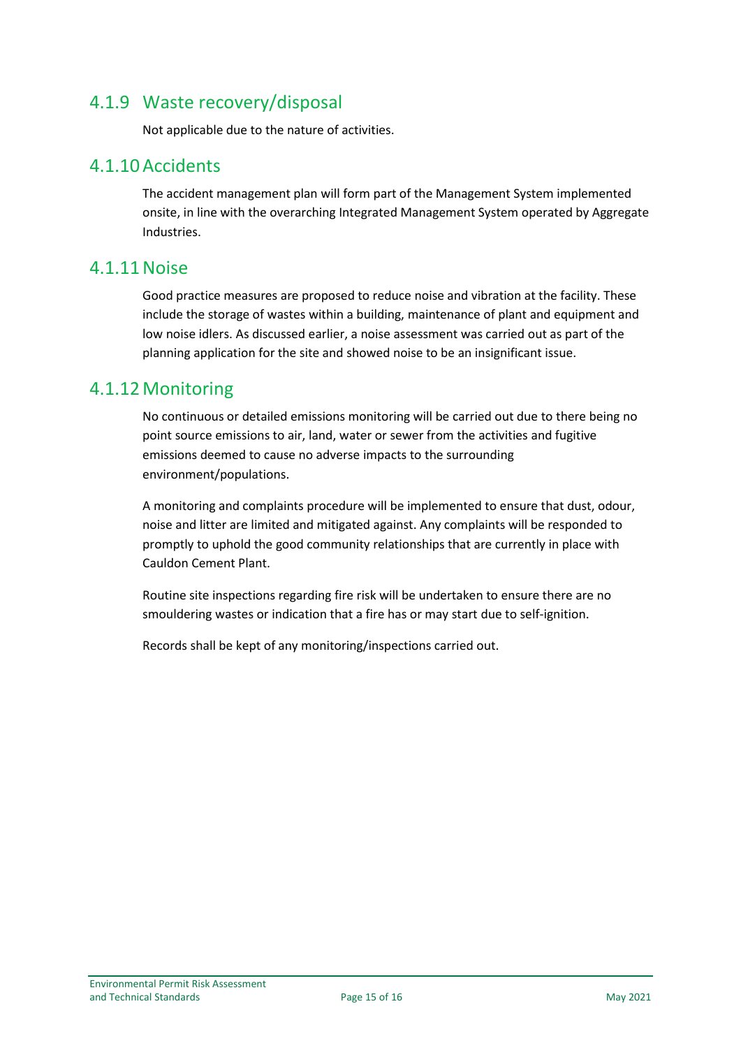### 4.1.9 Waste recovery/disposal

Not applicable due to the nature of activities.

### 4.1.10 Accidents

The accident management plan will form part of the Management System implemented onsite, in line with the overarching Integrated Management System operated by Aggregate Industries.

### 4.1.11 Noise

Good practice measures are proposed to reduce noise and vibration at the facility. These include the storage of wastes within a building, maintenance of plant and equipment and low noise idlers. As discussed earlier, a noise assessment was carried out as part of the planning application for the site and showed noise to be an insignificant issue.

### 4.1.12 Monitoring

No continuous or detailed emissions monitoring will be carried out due to there being no point source emissions to air, land, water or sewer from the activities and fugitive emissions deemed to cause no adverse impacts to the surrounding environment/populations.

A monitoring and complaints procedure will be implemented to ensure that dust, odour, noise and litter are limited and mitigated against. Any complaints will be responded to promptly to uphold the good community relationships that are currently in place with Cauldon Cement Plant.

Routine site inspections regarding fire risk will be undertaken to ensure there are no smouldering wastes or indication that a fire has or may start due to self-ignition.

Records shall be kept of any monitoring/inspections carried out.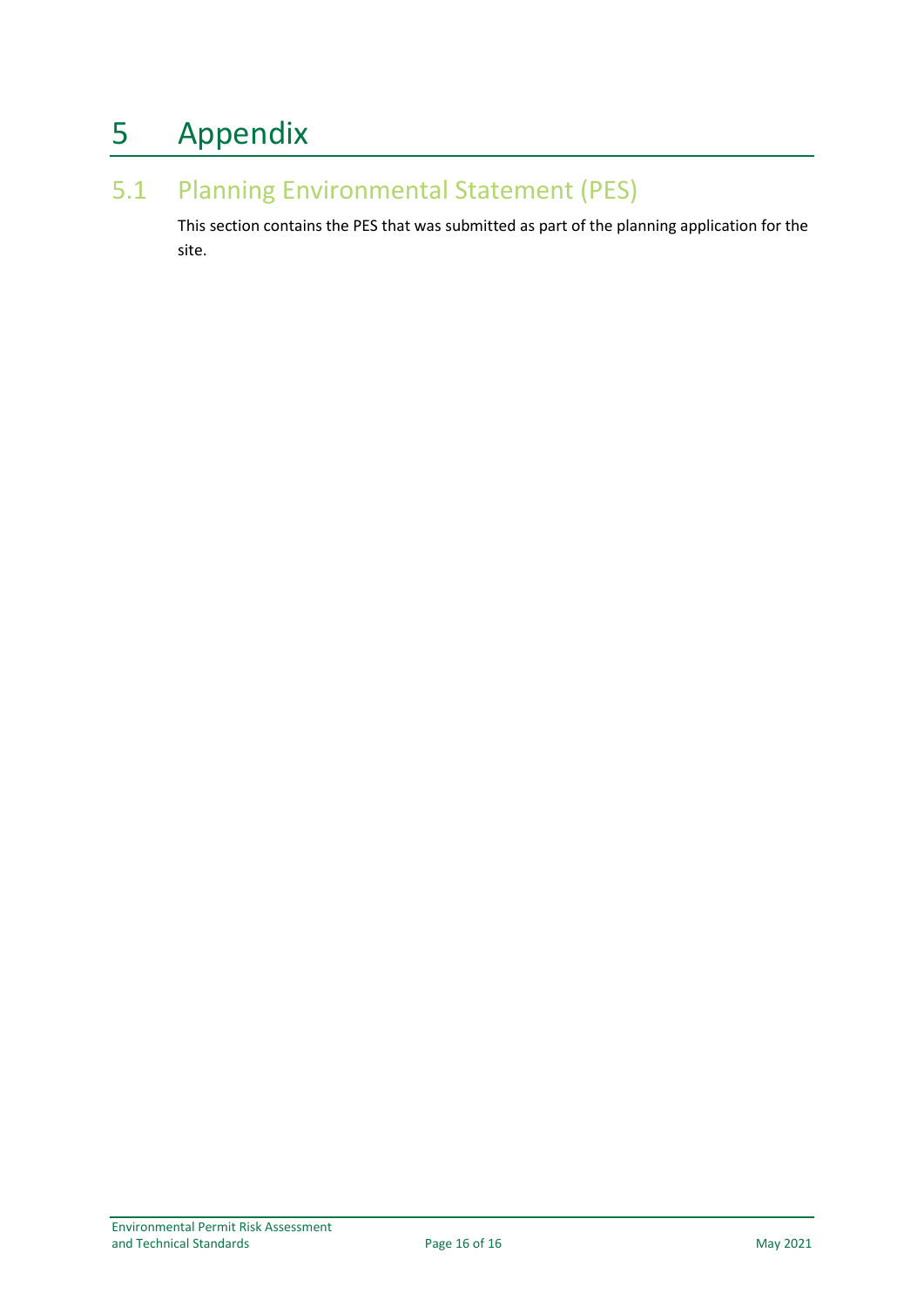# 5 Appendix

## 5.1 Planning Environmental Statement (PES)

This section contains the PES that was submitted as part of the planning application for the site.